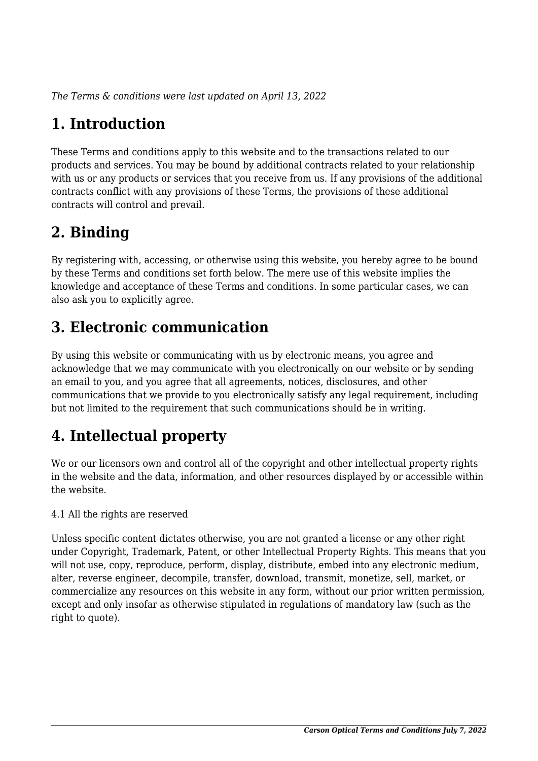*The Terms & conditions were last updated on April 13, 2022*

# 1. Introduction

These Terms and conditions apply to this website and to the transactions related to our products and services. You may be bound by additional contracts related to your relationship with us or any products or services that you receive from us. If any provisions of the additional contracts conflict with any provisions of these Terms, the provisions of these additional contracts will control and prevail.

# 2. Binding

By registering with, accessing, or otherwise using this website, you hereby agree to be bound by these Terms and conditions set forth below. The mere use of this website implies the knowledge and acceptance of these Terms and conditions. In some particular cases, we can also ask you to explicitly agree.

# 3. Electronic communication

By using this website or communicating with us by electronic means, you agree and acknowledge that we may communicate with you electronically on our website or by sending an email to you, and you agree that all agreements, notices, disclosures, and other communications that we provide to you electronically satisfy any legal requirement, including but not limited to the requirement that such communications should be in writing.

# 4. Intellectual property

We or our licensors own and control all of the copyright and other intellectual property rights in the website and the data, information, and other resources displayed by or accessible within the website.

4.1 All the rights are reserved

Unless specific content dictates otherwise, you are not granted a license or any other right under Copyright, Trademark, Patent, or other Intellectual Property Rights. This means that you will not use, copy, reproduce, perform, display, distribute, embed into any electronic medium, alter, reverse engineer, decompile, transfer, download, transmit, monetize, sell, market, or commercialize any resources on this website in any form, without our prior written permission, except and only insofar as otherwise stipulated in regulations of mandatory law (such as the right to quote).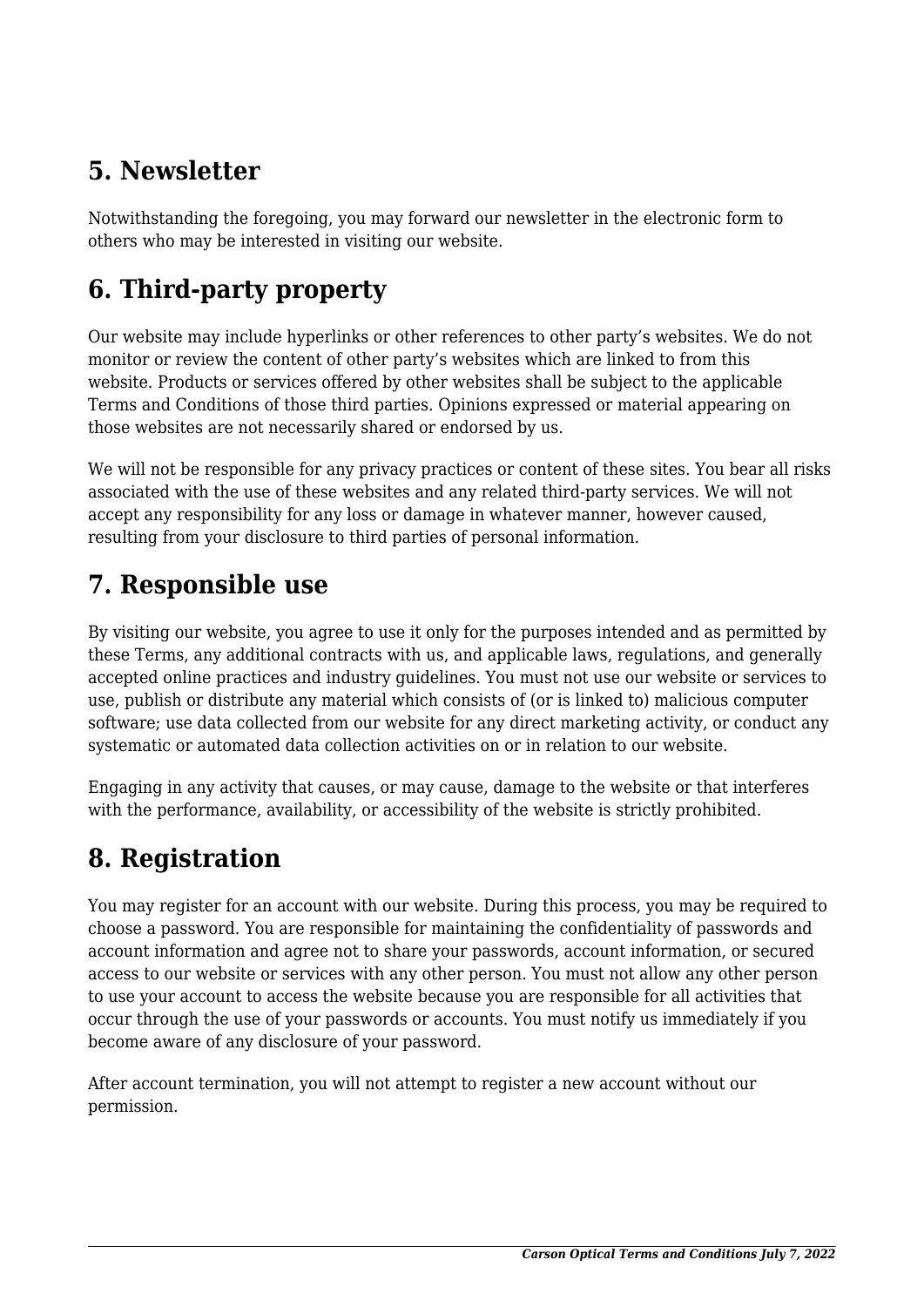## 5. Newsletter

Notwithstanding the foregoing, you may forward our newsletter in the electronic form to others who may be interested in visiting our website.

## 6. Third-party property

Our website may include hyperlinks or other references to other party's websites. We do not monitor or review the content of other party's websites which are linked to from this website. Products or services offered by other websites shall be subject to the applicable Terms and Conditions of those third parties. Opinions expressed or material appearing on those websites are not necessarily shared or endorsed by us.

We will not be responsible for any privacy practices or content of these sites. You bear all risks associated with the use of these websites and any related third-party services. We will not accept any responsibility for any loss or damage in whatever manner, however caused, resulting from your disclosure to third parties of personal information.

## 7. Responsible use

By visiting our website, you agree to use it only for the purposes intended and as permitted by these Terms, any additional contracts with us, and applicable laws, regulations, and generally accepted online practices and industry guidelines. You must not use our website or services to use, publish or distribute any material which consists of (or is linked to) malicious computer software; use data collected from our website for any direct marketing activity, or conduct any systematic or automated data collection activities on or in relation to our website.

Engaging in any activity that causes, or may cause, damage to the website or that interferes with the performance, availability, or accessibility of the website is strictly prohibited.

## 8. Registration

You may register for an account with our website. During this process, you may be required to choose a password. You are responsible for maintaining the confidentiality of passwords and account information and agree not to share your passwords, account information, or secured access to our website or services with any other person. You must not allow any other person to use your account to access the website because you are responsible for all activities that occur through the use of your passwords or accounts. You must notify us immediately if you become aware of any disclosure of your password.

After account termination, you will not attempt to register a new account without our permission.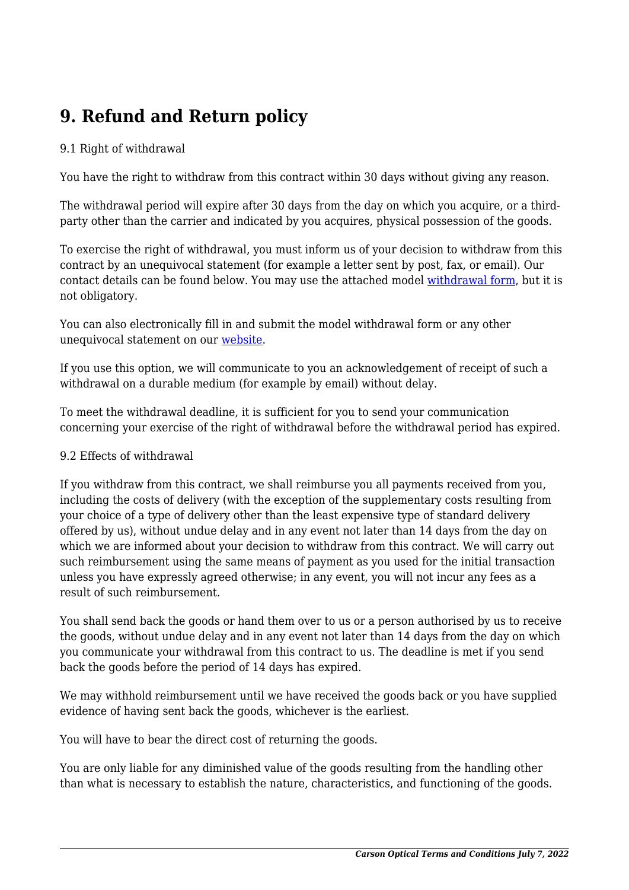# 9. Refund and Return policy

9.1 Right of withdrawal

You have the right to withdraw from this contract within 30 days without giving any reason.

The withdrawal period will expire after 30 days from the day on which you acquire, or a third-party other than the carrier and indicated by you acquires, physical possession of the goods.

To exercise the right of withdrawal, you must inform us of your decision to withdraw from this contract by an unequivocal statement (for example a letter sent by post, fax, or email). Our contact details can be found below. You may use the attached model [withdrawal form](), but it is not obligatory.

You can also electronically fill in and submit the model withdrawal form or any other unequivocal statement on our [website]().

If you use this option, we will communicate to you an acknowledgement of receipt of such a withdrawal on a durable medium (for example by email) without delay.

To meet the withdrawal deadline, it is sufficient for you to send your communication concerning your exercise of the right of withdrawal before the withdrawal period has expired.

9.2 Effects of withdrawal

If you withdraw from this contract, we shall reimburse you all payments received from you, including the costs of delivery (with the exception of the supplementary costs resulting from your choice of a type of delivery other than the least expensive type of standard delivery offered by us), without undue delay and in any event not later than 14 days from the day on which we are informed about your decision to withdraw from this contract. We will carry out such reimbursement using the same means of payment as you used for the initial transaction unless you have expressly agreed otherwise; in any event, you will not incur any fees as a result of such reimbursement.

You shall send back the goods or hand them over to us or a person authorised by us to receive the goods, without undue delay and in any event not later than 14 days from the day on which you communicate your withdrawal from this contract to us. The deadline is met if you send back the goods before the period of 14 days has expired.

We may withhold reimbursement until we have received the goods back or you have supplied evidence of having sent back the goods, whichever is the earliest.

You will have to bear the direct cost of returning the goods.

You are only liable for any diminished value of the goods resulting from the handling other than what is necessary to establish the nature, characteristics, and functioning of the goods.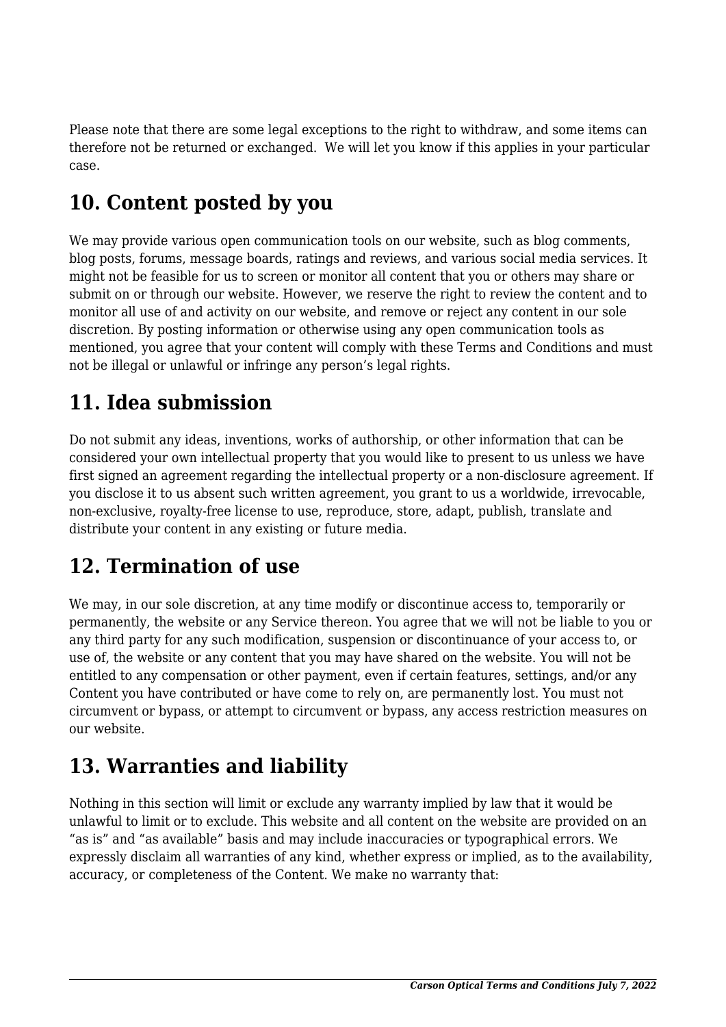Please note that there are some legal exceptions to the right to withdraw, and some items can therefore not be returned or exchanged.  We will let you know if this applies in your particular case.

## 10. Content posted by you

We may provide various open communication tools on our website, such as blog comments, blog posts, forums, message boards, ratings and reviews, and various social media services. It might not be feasible for us to screen or monitor all content that you or others may share or submit on or through our website. However, we reserve the right to review the content and to monitor all use of and activity on our website, and remove or reject any content in our sole discretion. By posting information or otherwise using any open communication tools as mentioned, you agree that your content will comply with these Terms and Conditions and must not be illegal or unlawful or infringe any person's legal rights.

## 11. Idea submission

Do not submit any ideas, inventions, works of authorship, or other information that can be considered your own intellectual property that you would like to present to us unless we have first signed an agreement regarding the intellectual property or a non-disclosure agreement. If you disclose it to us absent such written agreement, you grant to us a worldwide, irrevocable, non-exclusive, royalty-free license to use, reproduce, store, adapt, publish, translate and distribute your content in any existing or future media.

## 12. Termination of use

We may, in our sole discretion, at any time modify or discontinue access to, temporarily or permanently, the website or any Service thereon. You agree that we will not be liable to you or any third party for any such modification, suspension or discontinuance of your access to, or use of, the website or any content that you may have shared on the website. You will not be entitled to any compensation or other payment, even if certain features, settings, and/or any Content you have contributed or have come to rely on, are permanently lost. You must not circumvent or bypass, or attempt to circumvent or bypass, any access restriction measures on our website.

## 13. Warranties and liability

Nothing in this section will limit or exclude any warranty implied by law that it would be unlawful to limit or to exclude. This website and all content on the website are provided on an "as is" and "as available" basis and may include inaccuracies or typographical errors. We expressly disclaim all warranties of any kind, whether express or implied, as to the availability, accuracy, or completeness of the Content. We make no warranty that: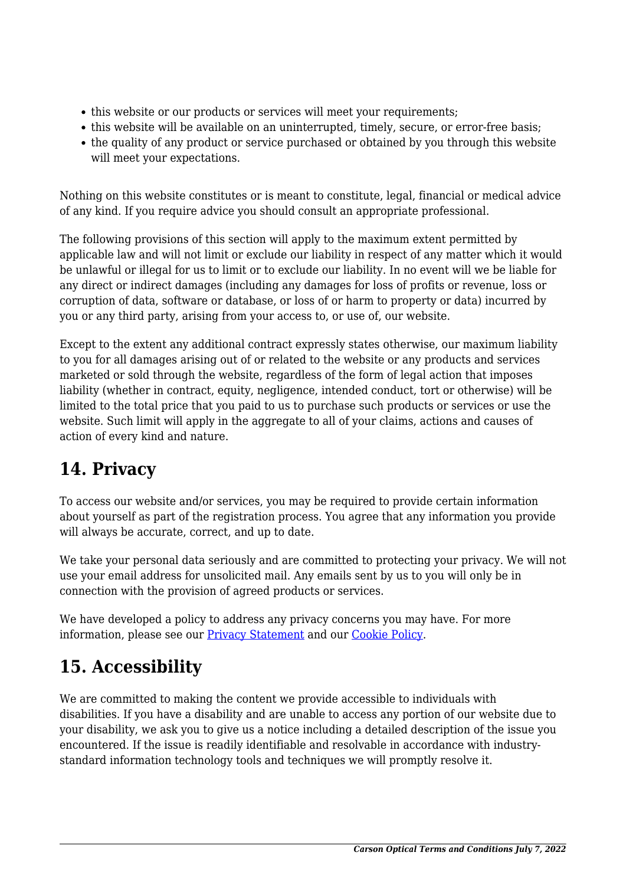- this website or our products or services will meet your requirements;
- this website will be available on an uninterrupted, timely, secure, or error-free basis;
- the quality of any product or service purchased or obtained by you through this website will meet your expectations.

Nothing on this website constitutes or is meant to constitute, legal, financial or medical advice of any kind. If you require advice you should consult an appropriate professional.

The following provisions of this section will apply to the maximum extent permitted by applicable law and will not limit or exclude our liability in respect of any matter which it would be unlawful or illegal for us to limit or to exclude our liability. In no event will we be liable for any direct or indirect damages (including any damages for loss of profits or revenue, loss or corruption of data, software or database, or loss of or harm to property or data) incurred by you or any third party, arising from your access to, or use of, our website.

Except to the extent any additional contract expressly states otherwise, our maximum liability to you for all damages arising out of or related to the website or any products and services marketed or sold through the website, regardless of the form of legal action that imposes liability (whether in contract, equity, negligence, intended conduct, tort or otherwise) will be limited to the total price that you paid to us to purchase such products or services or use the website. Such limit will apply in the aggregate to all of your claims, actions and causes of action of every kind and nature.

## 14. Privacy

To access our website and/or services, you may be required to provide certain information about yourself as part of the registration process. You agree that any information you provide will always be accurate, correct, and up to date.

We take your personal data seriously and are committed to protecting your privacy. We will not use your email address for unsolicited mail. Any emails sent by us to you will only be in connection with the provision of agreed products or services.

We have developed a policy to address any privacy concerns you may have. For more information, please see our Privacy Statement and our Cookie Policy.

## 15. Accessibility

We are committed to making the content we provide accessible to individuals with disabilities. If you have a disability and are unable to access any portion of our website due to your disability, we ask you to give us a notice including a detailed description of the issue you encountered. If the issue is readily identifiable and resolvable in accordance with industry-standard information technology tools and techniques we will promptly resolve it.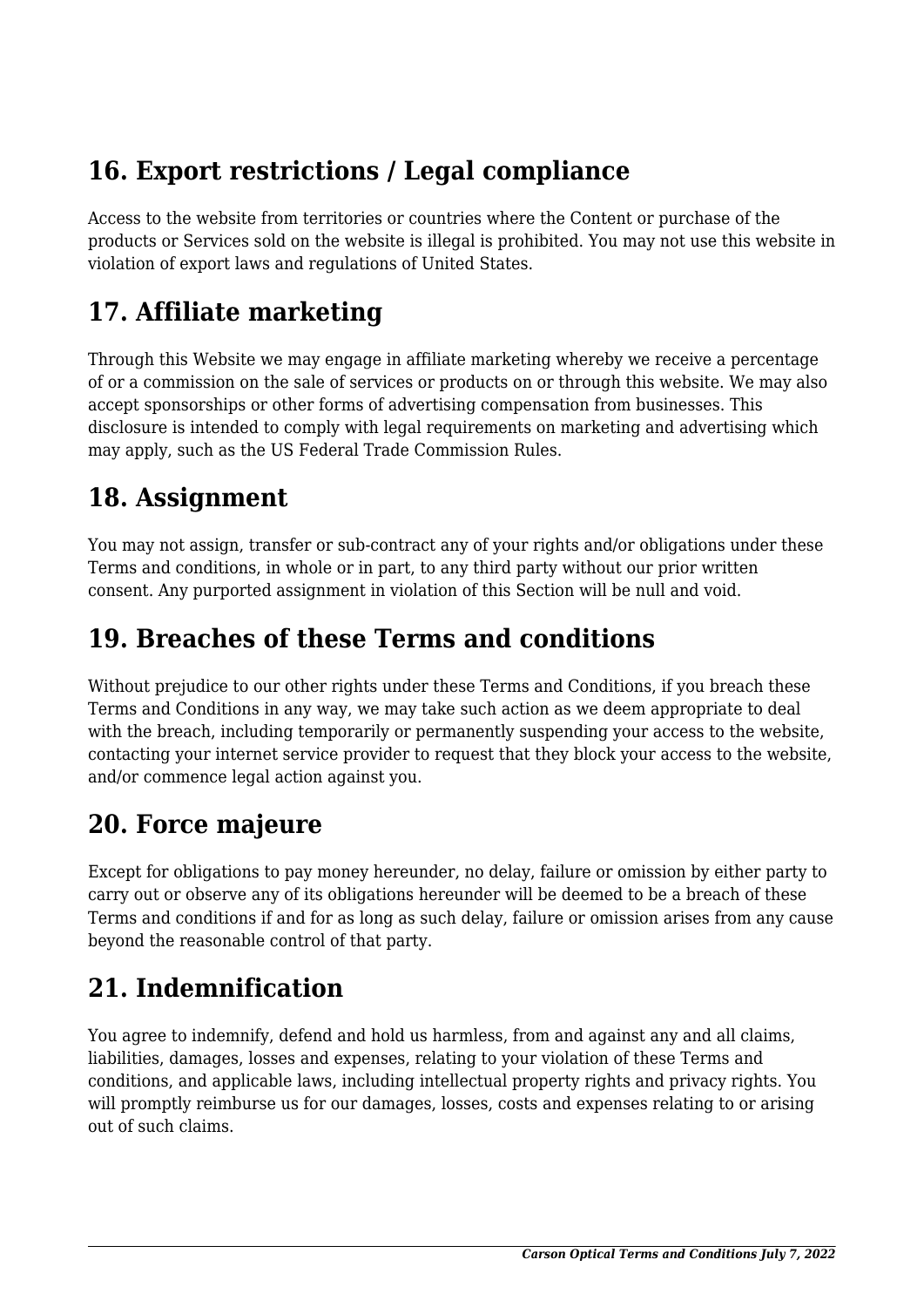## 16. Export restrictions / Legal compliance

Access to the website from territories or countries where the Content or purchase of the products or Services sold on the website is illegal is prohibited. You may not use this website in violation of export laws and regulations of United States.

## 17. Affiliate marketing

Through this Website we may engage in affiliate marketing whereby we receive a percentage of or a commission on the sale of services or products on or through this website. We may also accept sponsorships or other forms of advertising compensation from businesses. This disclosure is intended to comply with legal requirements on marketing and advertising which may apply, such as the US Federal Trade Commission Rules.

## 18. Assignment

You may not assign, transfer or sub-contract any of your rights and/or obligations under these Terms and conditions, in whole or in part, to any third party without our prior written consent. Any purported assignment in violation of this Section will be null and void.

## 19. Breaches of these Terms and conditions

Without prejudice to our other rights under these Terms and Conditions, if you breach these Terms and Conditions in any way, we may take such action as we deem appropriate to deal with the breach, including temporarily or permanently suspending your access to the website, contacting your internet service provider to request that they block your access to the website, and/or commence legal action against you.

## 20. Force majeure

Except for obligations to pay money hereunder, no delay, failure or omission by either party to carry out or observe any of its obligations hereunder will be deemed to be a breach of these Terms and conditions if and for as long as such delay, failure or omission arises from any cause beyond the reasonable control of that party.

## 21. Indemnification

You agree to indemnify, defend and hold us harmless, from and against any and all claims, liabilities, damages, losses and expenses, relating to your violation of these Terms and conditions, and applicable laws, including intellectual property rights and privacy rights. You will promptly reimburse us for our damages, losses, costs and expenses relating to or arising out of such claims.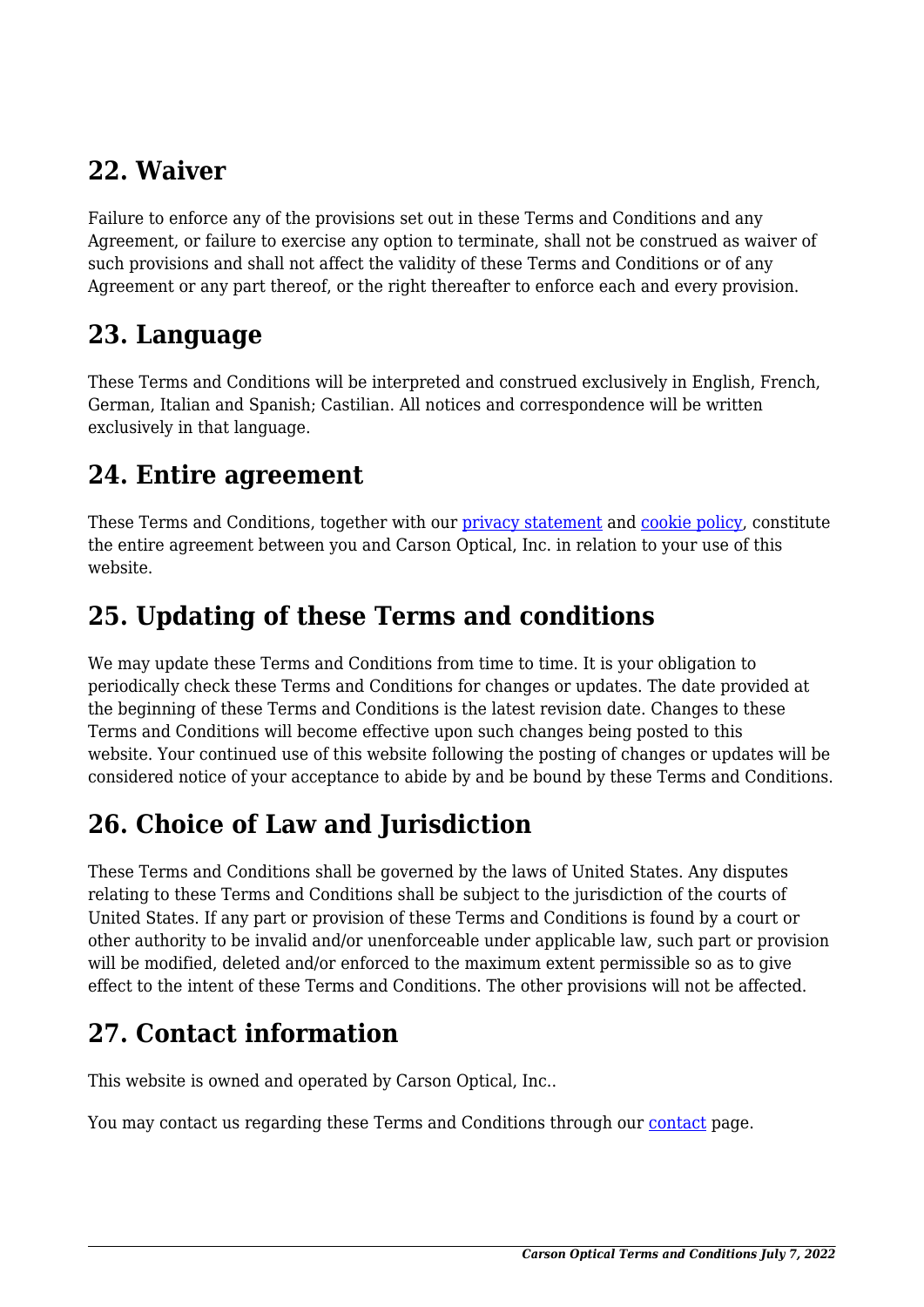## 22. Waiver

Failure to enforce any of the provisions set out in these Terms and Conditions and any Agreement, or failure to exercise any option to terminate, shall not be construed as waiver of such provisions and shall not affect the validity of these Terms and Conditions or of any Agreement or any part thereof, or the right thereafter to enforce each and every provision.

## 23. Language

These Terms and Conditions will be interpreted and construed exclusively in English, French, German, Italian and Spanish; Castilian. All notices and correspondence will be written exclusively in that language.

## 24. Entire agreement

These Terms and Conditions, together with our privacy statement and cookie policy, constitute the entire agreement between you and Carson Optical, Inc. in relation to your use of this website.

## 25. Updating of these Terms and conditions

We may update these Terms and Conditions from time to time. It is your obligation to periodically check these Terms and Conditions for changes or updates. The date provided at the beginning of these Terms and Conditions is the latest revision date. Changes to these Terms and Conditions will become effective upon such changes being posted to this website. Your continued use of this website following the posting of changes or updates will be considered notice of your acceptance to abide by and be bound by these Terms and Conditions.

## 26. Choice of Law and Jurisdiction

These Terms and Conditions shall be governed by the laws of United States. Any disputes relating to these Terms and Conditions shall be subject to the jurisdiction of the courts of United States. If any part or provision of these Terms and Conditions is found by a court or other authority to be invalid and/or unenforceable under applicable law, such part or provision will be modified, deleted and/or enforced to the maximum extent permissible so as to give effect to the intent of these Terms and Conditions. The other provisions will not be affected.

## 27. Contact information

This website is owned and operated by Carson Optical, Inc..

You may contact us regarding these Terms and Conditions through our contact page.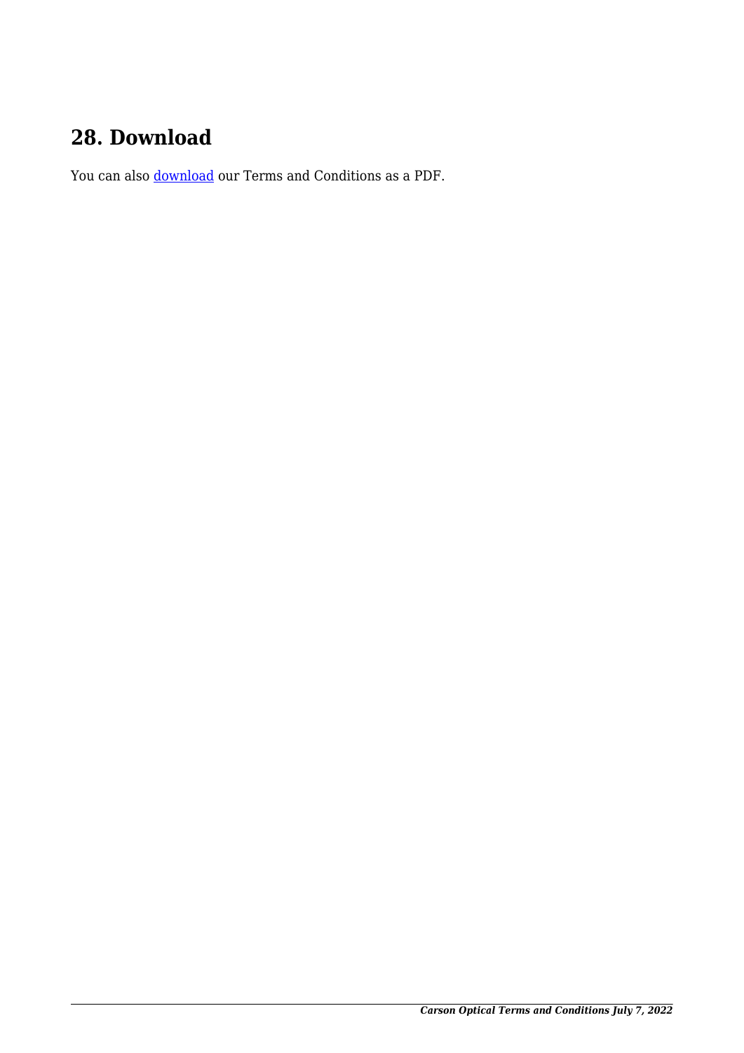## 28. Download

You can also download our Terms and Conditions as a PDF.